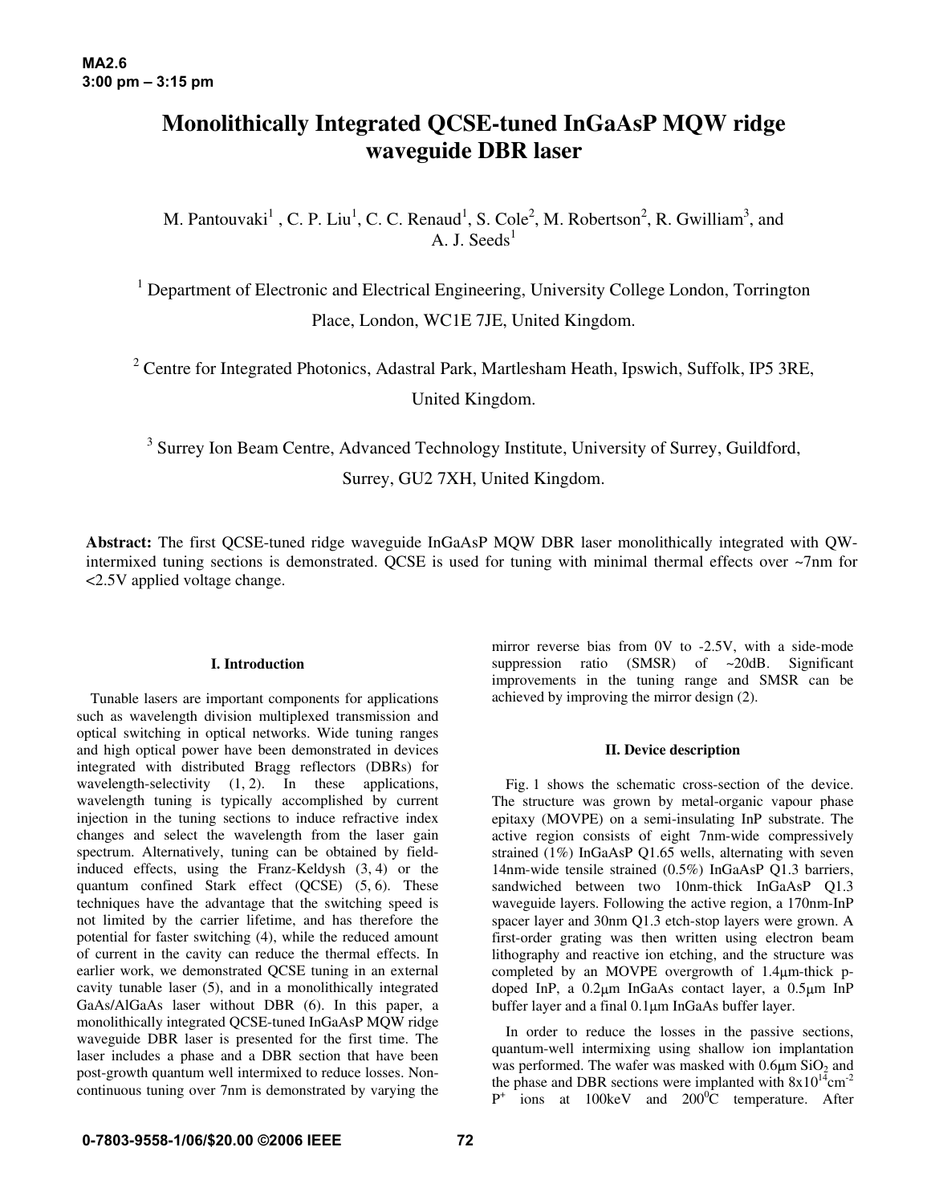MA2.6
3:00 pm – 3:15 pm

# Monolithically Integrated QCSE-tuned InGaAsP MQW ridge waveguide DBR laser

M. Pantouvaki [1] , C. P. Liu [1], C. C. Renaud [1], S. Cole [2], M. Robertson [2], R. Gwilliam [3], and A. J. Seeds [1]

[1] Department of Electronic and Electrical Engineering, University College London, Torrington Place, London, WC1E 7JE, United Kingdom.

[2] Centre for Integrated Photonics, Adastral Park, Martlesham Heath, Ipswich, Suffolk, IP5 3RE, United Kingdom.

[3] Surrey Ion Beam Centre, Advanced Technology Institute, University of Surrey, Guildford, Surrey, GU2 7XH, United Kingdom.

**Abstract:** The first QCSE-tuned ridge waveguide InGaAsP MQW DBR laser monolithically integrated with QW-intermixed tuning sections is demonstrated. QCSE is used for tuning with minimal thermal effects over ~7nm for <2.5V applied voltage change.

## I. Introduction

Tunable lasers are important components for applications such as wavelength division multiplexed transmission and optical switching in optical networks. Wide tuning ranges and high optical power have been demonstrated in devices integrated with distributed Bragg reflectors (DBRs) for wavelength-selectivity (1, 2). In these applications, wavelength tuning is typically accomplished by current injection in the tuning sections to induce refractive index changes and select the wavelength from the laser gain spectrum. Alternatively, tuning can be obtained by field-induced effects, using the Franz-Keldysh (3, 4) or the quantum confined Stark effect (QCSE) (5, 6). These techniques have the advantage that the switching speed is not limited by the carrier lifetime, and has therefore the potential for faster switching (4), while the reduced amount of current in the cavity can reduce the thermal effects. In earlier work, we demonstrated QCSE tuning in an external cavity tunable laser (5), and in a monolithically integrated GaAs/AlGaAs laser without DBR (6). In this paper, a monolithically integrated QCSE-tuned InGaAsP MQW ridge waveguide DBR laser is presented for the first time. The laser includes a phase and a DBR section that have been post-growth quantum well intermixed to reduce losses. Non-continuous tuning over 7nm is demonstrated by varying the mirror reverse bias from 0V to -2.5V, with a side-mode suppression ratio (SMSR) of ~20dB. Significant improvements in the tuning range and SMSR can be achieved by improving the mirror design (2).

## II. Device description

Fig. 1 shows the schematic cross-section of the device. The structure was grown by metal-organic vapour phase epitaxy (MOVPE) on a semi-insulating InP substrate. The active region consists of eight 7nm-wide compressively strained (1%) InGaAsP Q1.65 wells, alternating with seven 14nm-wide tensile strained (0.5%) InGaAsP Q1.3 barriers, sandwiched between two 10nm-thick InGaAsP Q1.3 waveguide layers. Following the active region, a 170nm-InP spacer layer and 30nm Q1.3 etch-stop layers were grown. A first-order grating was then written using electron beam lithography and reactive ion etching, and the structure was completed by an MOVPE overgrowth of 1.4μm-thick p-doped InP, a 0.2μm InGaAs contact layer, a 0.5μm InP buffer layer and a final 0.1μm InGaAs buffer layer.

In order to reduce the losses in the passive sections, quantum-well intermixing using shallow ion implantation was performed. The wafer was masked with 0.6μm $SiO_2$ and the phase and DBR sections were implanted with $8 \times 10^{14}$cm$^{-2}$ $P^{+}$ ions at 100keV and $200^{0}$C temperature. After

0-7803-9558-1/06/$20.00 ©2006 IEEE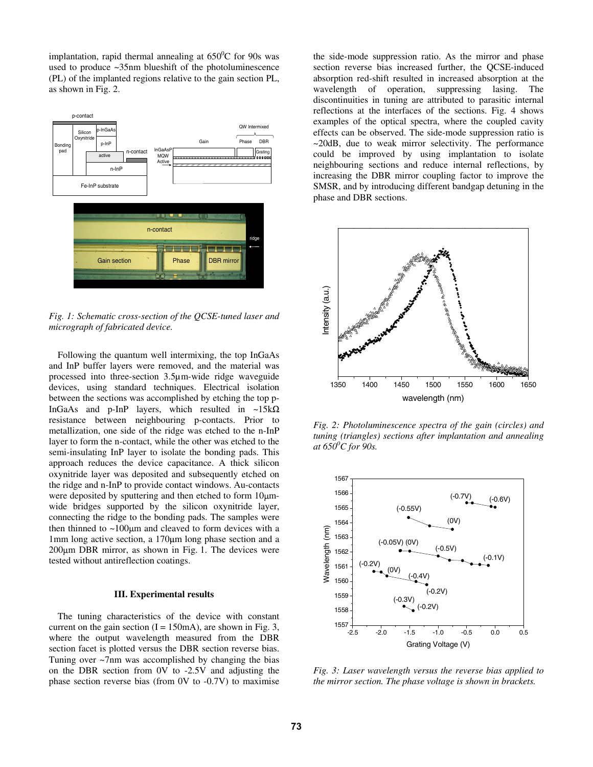implantation, rapid thermal annealing at $650^0$C for 90s was used to produce ~35nm blueshift of the photoluminescence (PL) of the implanted regions relative to the gain section PL, as shown in Fig. 2.

*Fig. 1: Schematic cross-section of the QCSE-tuned laser and micrograph of fabricated device.*

Following the quantum well intermixing, the top InGaAs and InP buffer layers were removed, and the material was processed into three-section 3.5μm-wide ridge waveguide devices, using standard techniques. Electrical isolation between the sections was accomplished by etching the top p-InGaAs and p-InP layers, which resulted in ~15kΩ resistance between neighbouring p-contacts. Prior to metallization, one side of the ridge was etched to the n-InP layer to form the n-contact, while the other was etched to the semi-insulating InP layer to isolate the bonding pads. This approach reduces the device capacitance. A thick silicon oxynitride layer was deposited and subsequently etched on the ridge and n-InP to provide contact windows. Au-contacts were deposited by sputtering and then etched to form 10μm-wide bridges supported by the silicon oxynitride layer, connecting the ridge to the bonding pads. The samples were then thinned to ~100μm and cleaved to form devices with a 1mm long active section, a 170μm long phase section and a 200μm DBR mirror, as shown in Fig. 1. The devices were tested without antireflection coatings.

### III. Experimental results

The tuning characteristics of the device with constant current on the gain section (I = 150mA), are shown in Fig. 3, where the output wavelength measured from the DBR section facet is plotted versus the DBR section reverse bias. Tuning over ~7nm was accomplished by changing the bias on the DBR section from 0V to -2.5V and adjusting the phase section reverse bias (from 0V to -0.7V) to maximise the side-mode suppression ratio. As the mirror and phase section reverse bias increased further, the QCSE-induced absorption red-shift resulted in increased absorption at the wavelength of operation, suppressing lasing. The discontinuities in tuning are attributed to parasitic internal reflections at the interfaces of the sections. Fig. 4 shows examples of the optical spectra, where the coupled cavity effects can be observed. The side-mode suppression ratio is ~20dB, due to weak mirror selectivity. The performance could be improved by using implantation to isolate neighbouring sections and reduce internal reflections, by increasing the DBR mirror coupling factor to improve the SMSR, and by introducing different bandgap detuning in the phase and DBR sections.

*Fig. 2: Photoluminescence spectra of the gain (circles) and tuning (triangles) sections after implantation and annealing at $650^0$C for 90s.*

*Fig. 3: Laser wavelength versus the reverse bias applied to the mirror section. The phase voltage is shown in brackets.*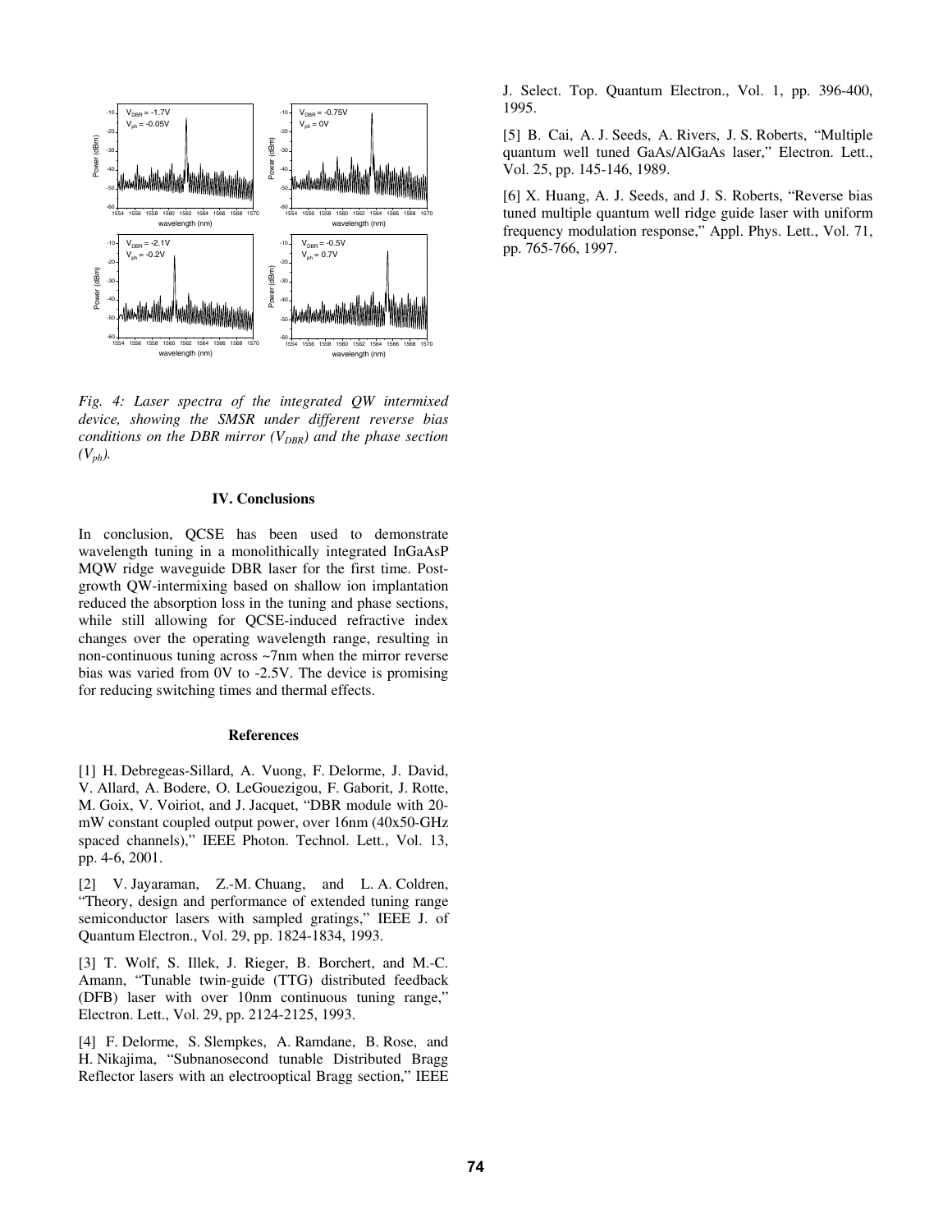V_DBR = -1.7V
V_ph = -0.05V

V_DBR = -0.75V
V_ph = 0V

V_DBR = -2.1V
V_ph = -0.2V

V_DBR = -0.5V
V_ph = 0.7V

Power (dBm)

wavelength (nm)

*Fig. 4: Laser spectra of the integrated QW intermixed device, showing the SMSR under different reverse bias conditions on the DBR mirror ($V_{DBR}$) and the phase section ($V_{ph}$).*

## IV. Conclusions

In conclusion, QCSE has been used to demonstrate wavelength tuning in a monolithically integrated InGaAsP MQW ridge waveguide DBR laser for the first time. Post-growth QW-intermixing based on shallow ion implantation reduced the absorption loss in the tuning and phase sections, while still allowing for QCSE-induced refractive index changes over the operating wavelength range, resulting in non-continuous tuning across ~7nm when the mirror reverse bias was varied from 0V to -2.5V. The device is promising for reducing switching times and thermal effects.

## References

[1] H. Debregeas-Sillard, A. Vuong, F. Delorme, J. David, V. Allard, A. Bodere, O. LeGouezigou, F. Gaborit, J. Rotte, M. Goix, V. Voiriot, and J. Jacquet, "DBR module with 20-mW constant coupled output power, over 16nm (40x50-GHz spaced channels)," IEEE Photon. Technol. Lett., Vol. 13, pp. 4-6, 2001.

[2] V. Jayaraman, Z.-M. Chuang, and L. A. Coldren, "Theory, design and performance of extended tuning range semiconductor lasers with sampled gratings," IEEE J. of Quantum Electron., Vol. 29, pp. 1824-1834, 1993.

[3] T. Wolf, S. Illek, J. Rieger, B. Borchert, and M.-C. Amann, "Tunable twin-guide (TTG) distributed feedback (DFB) laser with over 10nm continuous tuning range," Electron. Lett., Vol. 29, pp. 2124-2125, 1993.

[4] F. Delorme, S. Slempkes, A. Ramdane, B. Rose, and H. Nikajima, "Subnanosecond tunable Distributed Bragg Reflector lasers with an electrooptical Bragg section," IEEE J. Select. Top. Quantum Electron., Vol. 1, pp. 396-400, 1995.

[5] B. Cai, A. J. Seeds, A. Rivers, J. S. Roberts, "Multiple quantum well tuned GaAs/AlGaAs laser," Electron. Lett., Vol. 25, pp. 145-146, 1989.

[6] X. Huang, A. J. Seeds, and J. S. Roberts, "Reverse bias tuned multiple quantum well ridge guide laser with uniform frequency modulation response," Appl. Phys. Lett., Vol. 71, pp. 765-766, 1997.